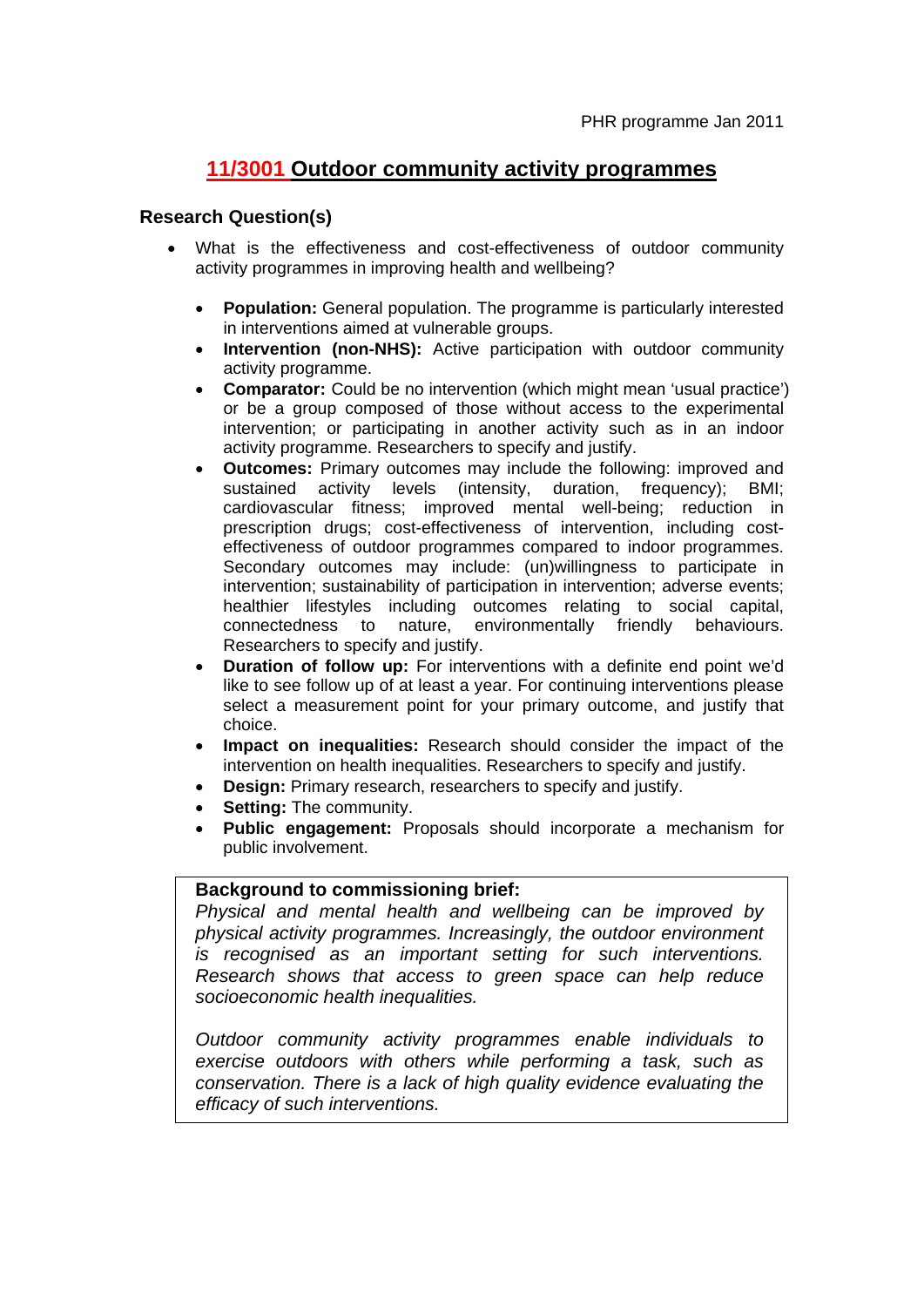PHR programme Jan 2011

# 11/3001 Outdoor community activity programmes

## Research Question(s)

- What is the effectiveness and cost-effectiveness of outdoor community activity programmes in improving health and wellbeing?

  - **Population:** General population. The programme is particularly interested in interventions aimed at vulnerable groups.
  - **Intervention (non-NHS):** Active participation with outdoor community activity programme.
  - **Comparator:** Could be no intervention (which might mean 'usual practice') or be a group composed of those without access to the experimental intervention; or participating in another activity such as in an indoor activity programme. Researchers to specify and justify.
  - **Outcomes:** Primary outcomes may include the following: improved and sustained activity levels (intensity, duration, frequency); BMI; cardiovascular fitness; improved mental well-being; reduction in prescription drugs; cost-effectiveness of intervention, including cost-effectiveness of outdoor programmes compared to indoor programmes. Secondary outcomes may include: (un)willingness to participate in intervention; sustainability of participation in intervention; adverse events; healthier lifestyles including outcomes relating to social capital, connectedness to nature, environmentally friendly behaviours. Researchers to specify and justify.
  - **Duration of follow up:** For interventions with a definite end point we'd like to see follow up of at least a year. For continuing interventions please select a measurement point for your primary outcome, and justify that choice.
  - **Impact on inequalities:** Research should consider the impact of the intervention on health inequalities. Researchers to specify and justify.
  - **Design:** Primary research, researchers to specify and justify.
  - **Setting:** The community.
  - **Public engagement:** Proposals should incorporate a mechanism for public involvement.

**Background to commissioning brief:**

*Physical and mental health and wellbeing can be improved by physical activity programmes. Increasingly, the outdoor environment is recognised as an important setting for such interventions. Research shows that access to green space can help reduce socioeconomic health inequalities.*

*Outdoor community activity programmes enable individuals to exercise outdoors with others while performing a task, such as conservation. There is a lack of high quality evidence evaluating the efficacy of such interventions.*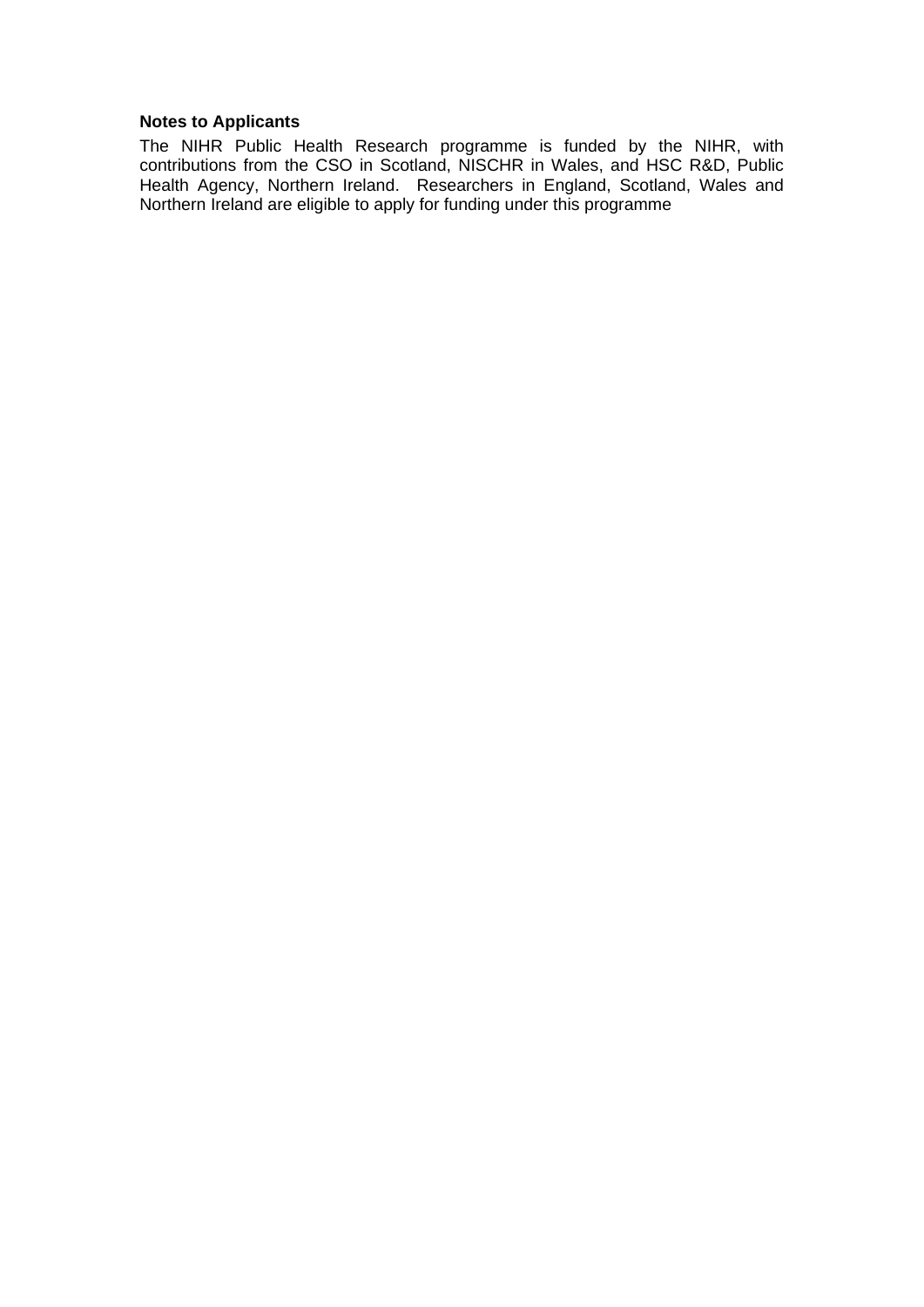**Notes to Applicants**

The NIHR Public Health Research programme is funded by the NIHR, with contributions from the CSO in Scotland, NISCHR in Wales, and HSC R&D, Public Health Agency, Northern Ireland.  Researchers in England, Scotland, Wales and Northern Ireland are eligible to apply for funding under this programme